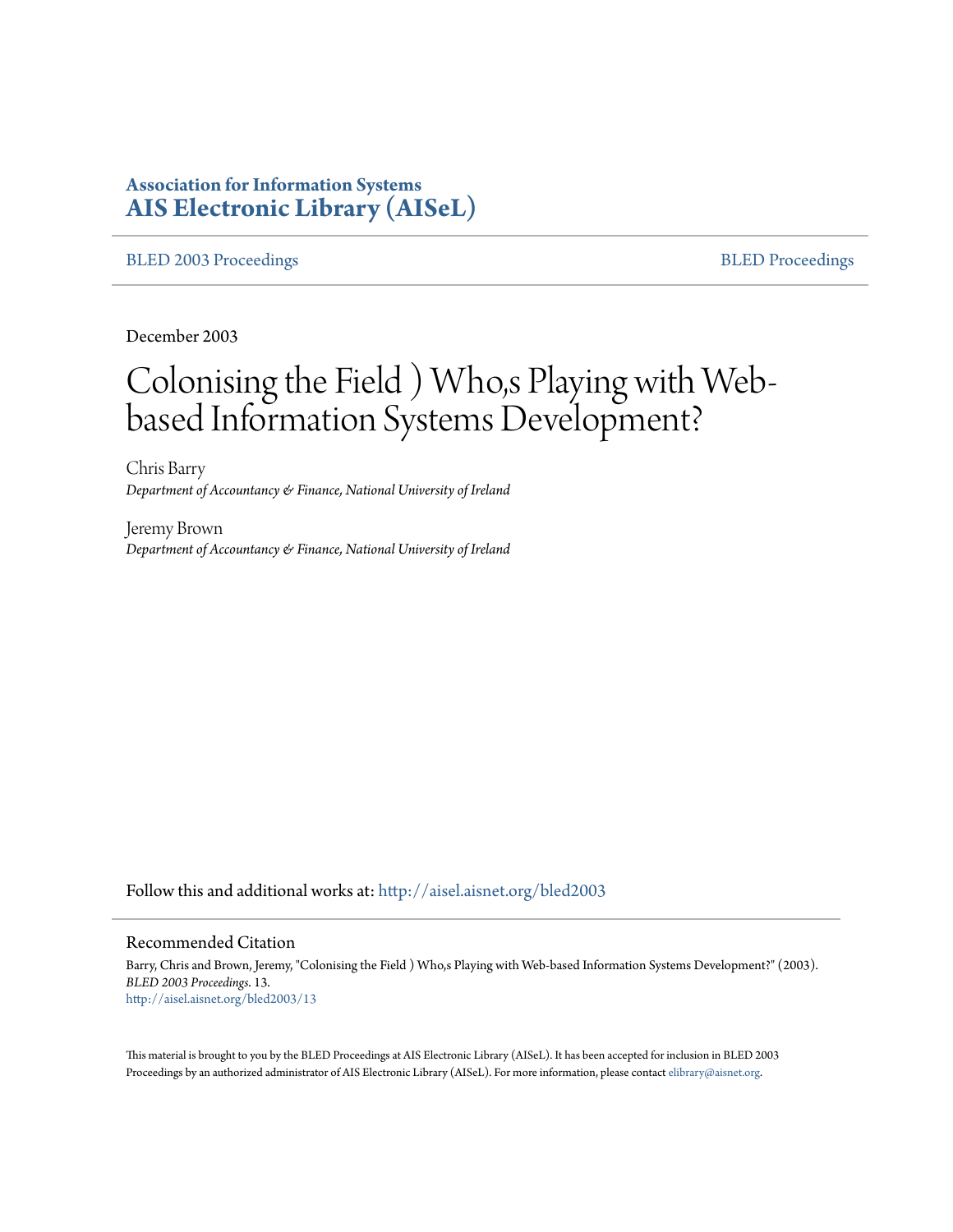**Association for Information Systems**
**AIS Electronic Library (AISeL)**

BLED 2003 Proceedings | BLED Proceedings

December 2003

# Colonising the Field ) Who,s Playing with Web-based Information Systems Development?

Chris Barry
*Department of Accountancy & Finance, National University of Ireland*

Jeremy Brown
*Department of Accountancy & Finance, National University of Ireland*

Follow this and additional works at: http://aisel.aisnet.org/bled2003

## Recommended Citation

Barry, Chris and Brown, Jeremy, "Colonising the Field ) Who,s Playing with Web-based Information Systems Development?" (2003). *BLED 2003 Proceedings*. 13.
http://aisel.aisnet.org/bled2003/13

This material is brought to you by the BLED Proceedings at AIS Electronic Library (AISeL). It has been accepted for inclusion in BLED 2003 Proceedings by an authorized administrator of AIS Electronic Library (AISeL). For more information, please contact elibrary@aisnet.org.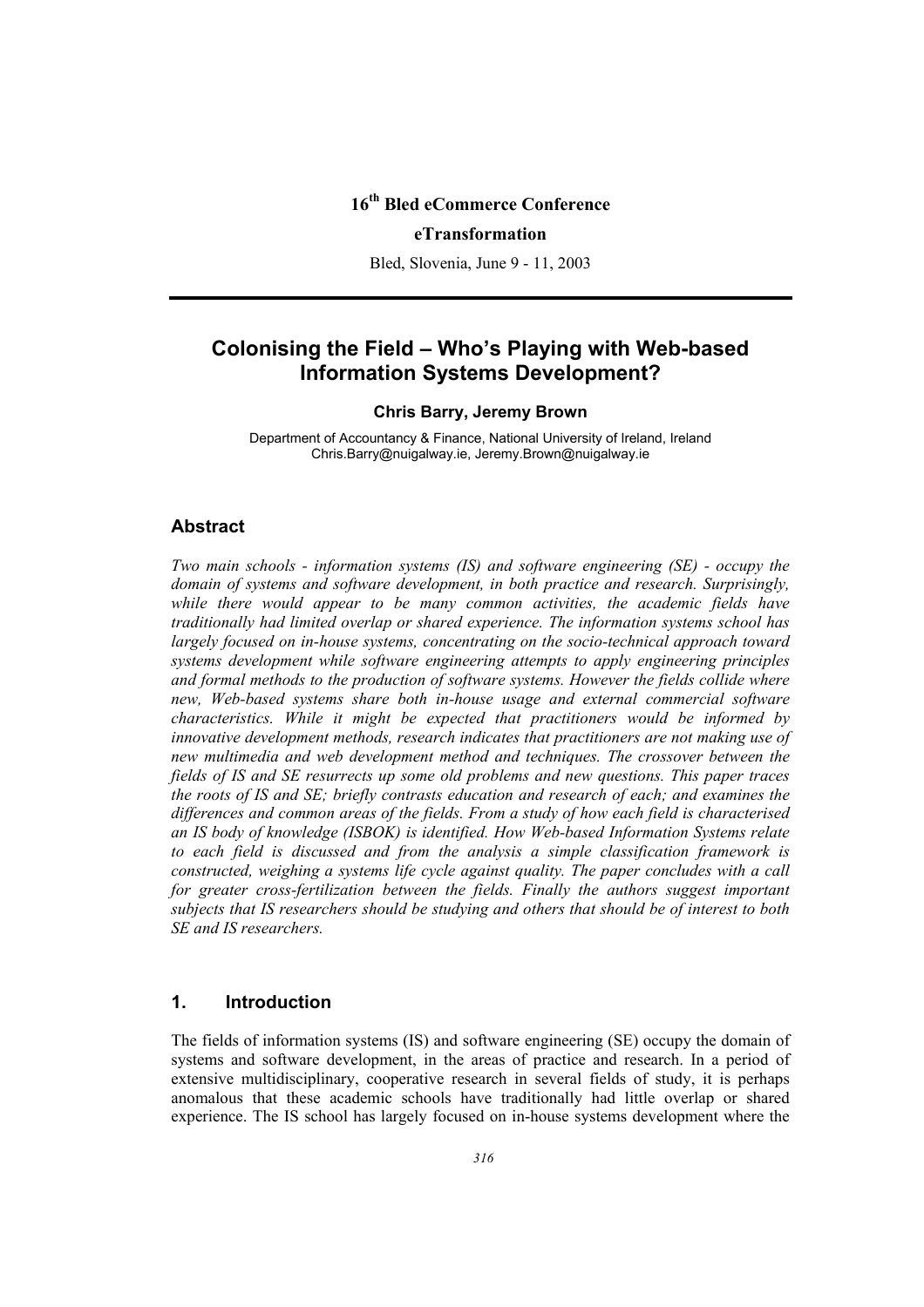16[th] Bled eCommerce Conference

**eTransformation**

Bled, Slovenia, June 9 - 11, 2003

# Colonising the Field – Who's Playing with Web-based Information Systems Development?

**Chris Barry, Jeremy Brown**

Department of Accountancy & Finance, National University of Ireland, Ireland
Chris.Barry@nuigalway.ie, Jeremy.Brown@nuigalway.ie

## Abstract

*Two main schools - information systems (IS) and software engineering (SE) - occupy the domain of systems and software development, in both practice and research. Surprisingly, while there would appear to be many common activities, the academic fields have traditionally had limited overlap or shared experience. The information systems school has largely focused on in-house systems, concentrating on the socio-technical approach toward systems development while software engineering attempts to apply engineering principles and formal methods to the production of software systems. However the fields collide where new, Web-based systems share both in-house usage and external commercial software characteristics. While it might be expected that practitioners would be informed by innovative development methods, research indicates that practitioners are not making use of new multimedia and web development method and techniques. The crossover between the fields of IS and SE resurrects up some old problems and new questions. This paper traces the roots of IS and SE; briefly contrasts education and research of each; and examines the differences and common areas of the fields. From a study of how each field is characterised an IS body of knowledge (ISBOK) is identified. How Web-based Information Systems relate to each field is discussed and from the analysis a simple classification framework is constructed, weighing a systems life cycle against quality. The paper concludes with a call for greater cross-fertilization between the fields. Finally the authors suggest important subjects that IS researchers should be studying and others that should be of interest to both SE and IS researchers.*

## 1. Introduction

The fields of information systems (IS) and software engineering (SE) occupy the domain of systems and software development, in the areas of practice and research. In a period of extensive multidisciplinary, cooperative research in several fields of study, it is perhaps anomalous that these academic schools have traditionally had little overlap or shared experience. The IS school has largely focused on in-house systems development where the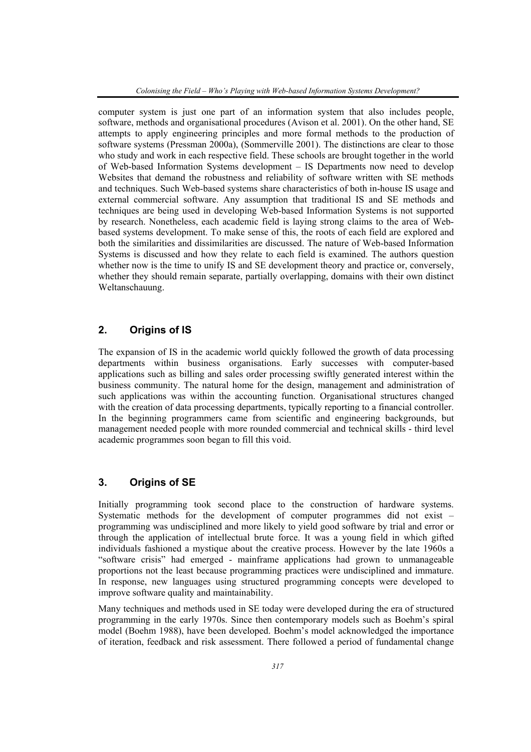computer system is just one part of an information system that also includes people, software, methods and organisational procedures (Avison et al. 2001). On the other hand, SE attempts to apply engineering principles and more formal methods to the production of software systems (Pressman 2000a), (Sommerville 2001). The distinctions are clear to those who study and work in each respective field. These schools are brought together in the world of Web-based Information Systems development – IS Departments now need to develop Websites that demand the robustness and reliability of software written with SE methods and techniques. Such Web-based systems share characteristics of both in-house IS usage and external commercial software. Any assumption that traditional IS and SE methods and techniques are being used in developing Web-based Information Systems is not supported by research. Nonetheless, each academic field is laying strong claims to the area of Web-based systems development. To make sense of this, the roots of each field are explored and both the similarities and dissimilarities are discussed. The nature of Web-based Information Systems is discussed and how they relate to each field is examined. The authors question whether now is the time to unify IS and SE development theory and practice or, conversely, whether they should remain separate, partially overlapping, domains with their own distinct Weltanschauung.

## 2. Origins of IS

The expansion of IS in the academic world quickly followed the growth of data processing departments within business organisations. Early successes with computer-based applications such as billing and sales order processing swiftly generated interest within the business community. The natural home for the design, management and administration of such applications was within the accounting function. Organisational structures changed with the creation of data processing departments, typically reporting to a financial controller. In the beginning programmers came from scientific and engineering backgrounds, but management needed people with more rounded commercial and technical skills - third level academic programmes soon began to fill this void.

## 3. Origins of SE

Initially programming took second place to the construction of hardware systems. Systematic methods for the development of computer programmes did not exist – programming was undisciplined and more likely to yield good software by trial and error or through the application of intellectual brute force. It was a young field in which gifted individuals fashioned a mystique about the creative process. However by the late 1960s a "software crisis" had emerged - mainframe applications had grown to unmanageable proportions not the least because programming practices were undisciplined and immature. In response, new languages using structured programming concepts were developed to improve software quality and maintainability.

Many techniques and methods used in SE today were developed during the era of structured programming in the early 1970s. Since then contemporary models such as Boehm's spiral model (Boehm 1988), have been developed. Boehm's model acknowledged the importance of iteration, feedback and risk assessment. There followed a period of fundamental change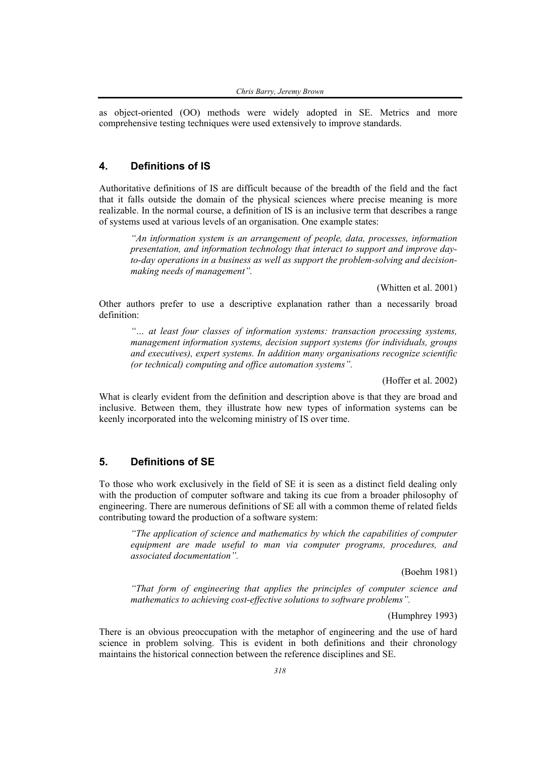as object-oriented (OO) methods were widely adopted in SE. Metrics and more comprehensive testing techniques were used extensively to improve standards.

## 4. Definitions of IS

Authoritative definitions of IS are difficult because of the breadth of the field and the fact that it falls outside the domain of the physical sciences where precise meaning is more realizable. In the normal course, a definition of IS is an inclusive term that describes a range of systems used at various levels of an organisation. One example states:

> *"An information system is an arrangement of people, data, processes, information presentation, and information technology that interact to support and improve day-to-day operations in a business as well as support the problem-solving and decision-making needs of management".*
>
> (Whitten et al. 2001)

Other authors prefer to use a descriptive explanation rather than a necessarily broad definition:

> *"… at least four classes of information systems: transaction processing systems, management information systems, decision support systems (for individuals, groups and executives), expert systems. In addition many organisations recognize scientific (or technical) computing and office automation systems".*
>
> (Hoffer et al. 2002)

What is clearly evident from the definition and description above is that they are broad and inclusive. Between them, they illustrate how new types of information systems can be keenly incorporated into the welcoming ministry of IS over time.

## 5. Definitions of SE

To those who work exclusively in the field of SE it is seen as a distinct field dealing only with the production of computer software and taking its cue from a broader philosophy of engineering. There are numerous definitions of SE all with a common theme of related fields contributing toward the production of a software system:

> *"The application of science and mathematics by which the capabilities of computer equipment are made useful to man via computer programs, procedures, and associated documentation".*
>
> (Boehm 1981)

> *"That form of engineering that applies the principles of computer science and mathematics to achieving cost-effective solutions to software problems".*
>
> (Humphrey 1993)

There is an obvious preoccupation with the metaphor of engineering and the use of hard science in problem solving. This is evident in both definitions and their chronology maintains the historical connection between the reference disciplines and SE.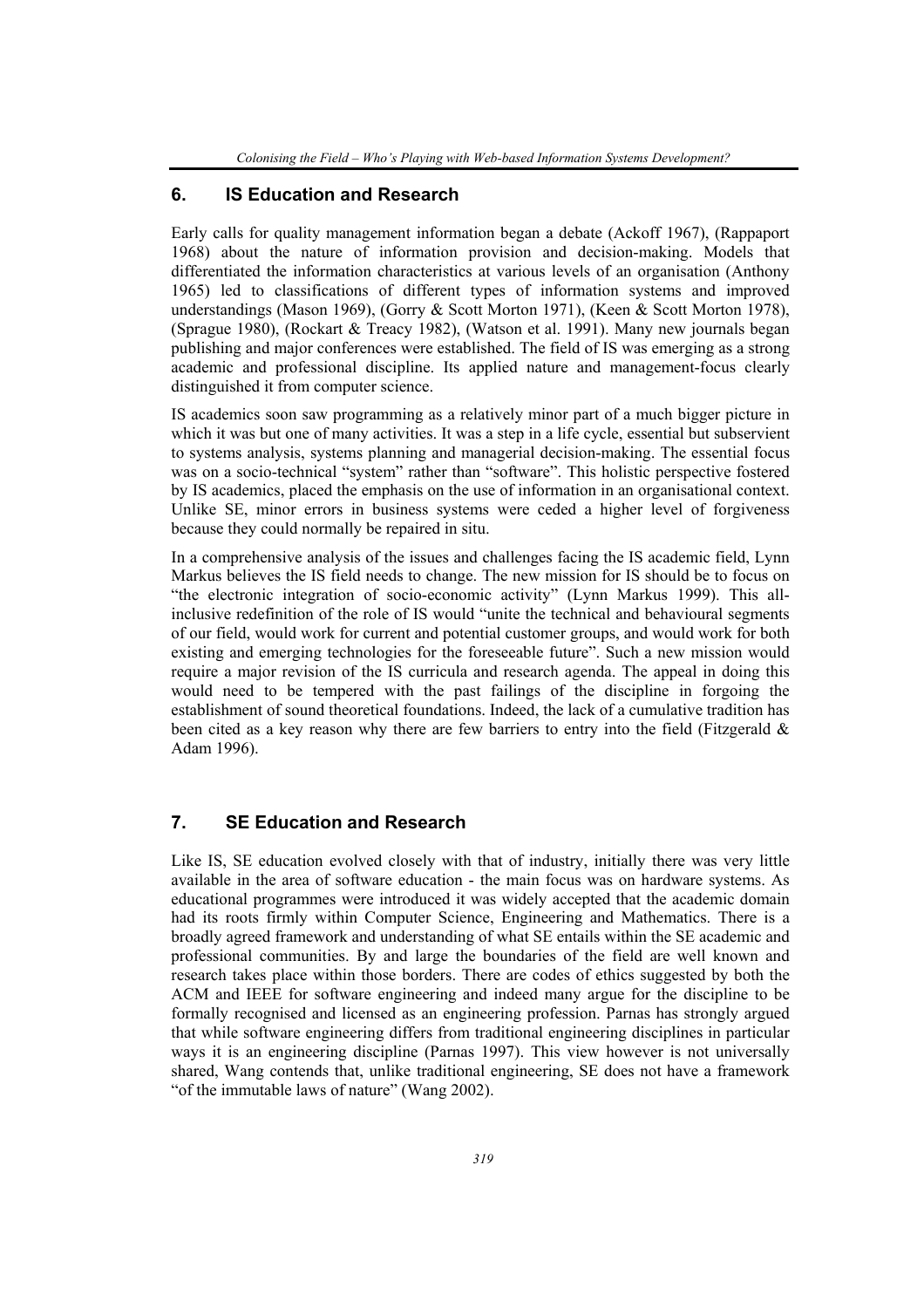## 6. IS Education and Research

Early calls for quality management information began a debate (Ackoff 1967), (Rappaport 1968) about the nature of information provision and decision-making. Models that differentiated the information characteristics at various levels of an organisation (Anthony 1965) led to classifications of different types of information systems and improved understandings (Mason 1969), (Gorry & Scott Morton 1971), (Keen & Scott Morton 1978), (Sprague 1980), (Rockart & Treacy 1982), (Watson et al. 1991). Many new journals began publishing and major conferences were established. The field of IS was emerging as a strong academic and professional discipline. Its applied nature and management-focus clearly distinguished it from computer science.

IS academics soon saw programming as a relatively minor part of a much bigger picture in which it was but one of many activities. It was a step in a life cycle, essential but subservient to systems analysis, systems planning and managerial decision-making. The essential focus was on a socio-technical "system" rather than "software". This holistic perspective fostered by IS academics, placed the emphasis on the use of information in an organisational context. Unlike SE, minor errors in business systems were ceded a higher level of forgiveness because they could normally be repaired in situ.

In a comprehensive analysis of the issues and challenges facing the IS academic field, Lynn Markus believes the IS field needs to change. The new mission for IS should be to focus on "the electronic integration of socio-economic activity" (Lynn Markus 1999). This all-inclusive redefinition of the role of IS would "unite the technical and behavioural segments of our field, would work for current and potential customer groups, and would work for both existing and emerging technologies for the foreseeable future". Such a new mission would require a major revision of the IS curricula and research agenda. The appeal in doing this would need to be tempered with the past failings of the discipline in forgoing the establishment of sound theoretical foundations. Indeed, the lack of a cumulative tradition has been cited as a key reason why there are few barriers to entry into the field (Fitzgerald & Adam 1996).

## 7. SE Education and Research

Like IS, SE education evolved closely with that of industry, initially there was very little available in the area of software education - the main focus was on hardware systems. As educational programmes were introduced it was widely accepted that the academic domain had its roots firmly within Computer Science, Engineering and Mathematics. There is a broadly agreed framework and understanding of what SE entails within the SE academic and professional communities. By and large the boundaries of the field are well known and research takes place within those borders. There are codes of ethics suggested by both the ACM and IEEE for software engineering and indeed many argue for the discipline to be formally recognised and licensed as an engineering profession. Parnas has strongly argued that while software engineering differs from traditional engineering disciplines in particular ways it is an engineering discipline (Parnas 1997). This view however is not universally shared, Wang contends that, unlike traditional engineering, SE does not have a framework "of the immutable laws of nature" (Wang 2002).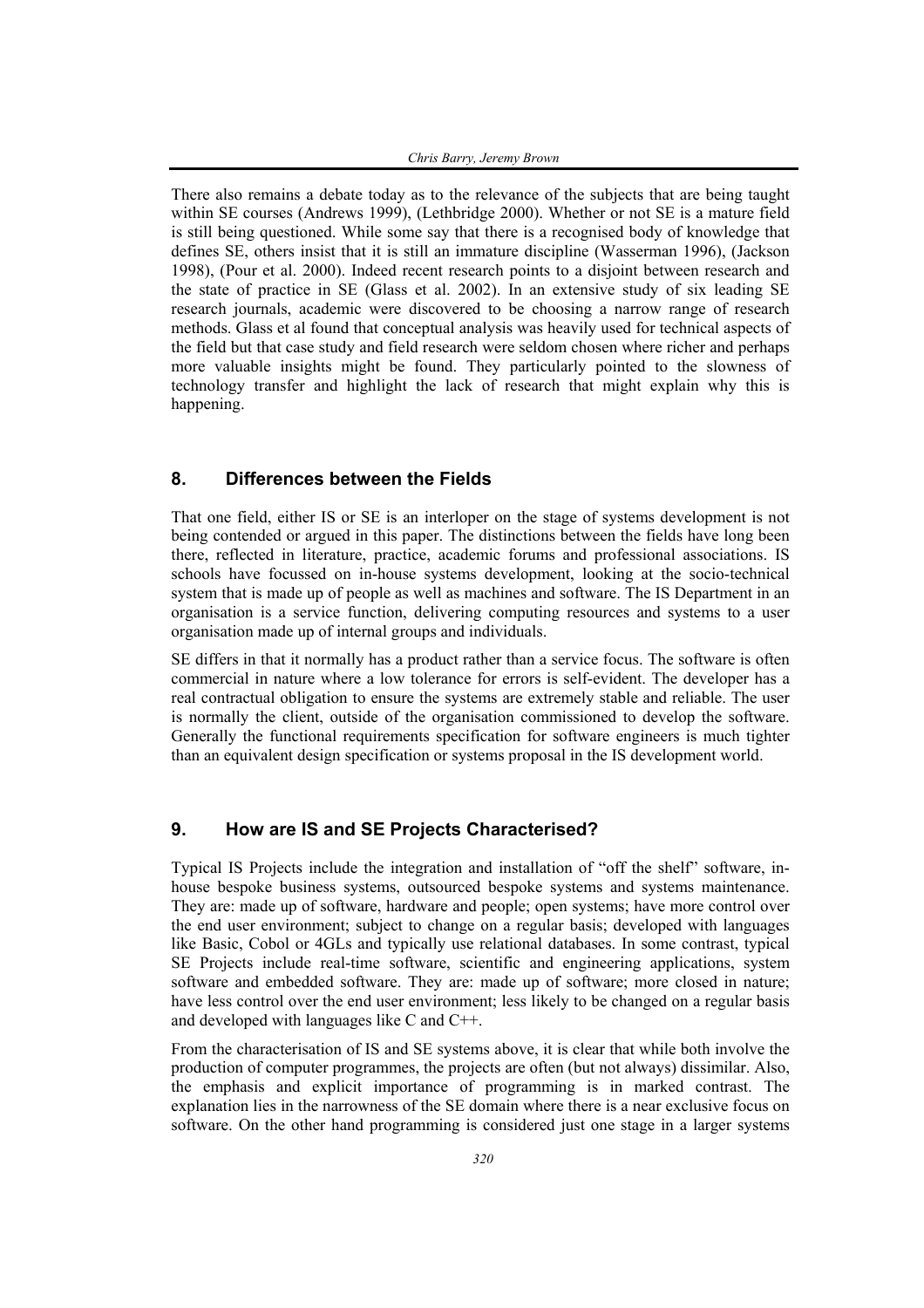There also remains a debate today as to the relevance of the subjects that are being taught within SE courses (Andrews 1999), (Lethbridge 2000). Whether or not SE is a mature field is still being questioned. While some say that there is a recognised body of knowledge that defines SE, others insist that it is still an immature discipline (Wasserman 1996), (Jackson 1998), (Pour et al. 2000). Indeed recent research points to a disjoint between research and the state of practice in SE (Glass et al. 2002). In an extensive study of six leading SE research journals, academic were discovered to be choosing a narrow range of research methods. Glass et al found that conceptual analysis was heavily used for technical aspects of the field but that case study and field research were seldom chosen where richer and perhaps more valuable insights might be found. They particularly pointed to the slowness of technology transfer and highlight the lack of research that might explain why this is happening.

## 8. Differences between the Fields

That one field, either IS or SE is an interloper on the stage of systems development is not being contended or argued in this paper. The distinctions between the fields have long been there, reflected in literature, practice, academic forums and professional associations. IS schools have focussed on in-house systems development, looking at the socio-technical system that is made up of people as well as machines and software. The IS Department in an organisation is a service function, delivering computing resources and systems to a user organisation made up of internal groups and individuals.

SE differs in that it normally has a product rather than a service focus. The software is often commercial in nature where a low tolerance for errors is self-evident. The developer has a real contractual obligation to ensure the systems are extremely stable and reliable. The user is normally the client, outside of the organisation commissioned to develop the software. Generally the functional requirements specification for software engineers is much tighter than an equivalent design specification or systems proposal in the IS development world.

## 9. How are IS and SE Projects Characterised?

Typical IS Projects include the integration and installation of "off the shelf" software, in-house bespoke business systems, outsourced bespoke systems and systems maintenance. They are: made up of software, hardware and people; open systems; have more control over the end user environment; subject to change on a regular basis; developed with languages like Basic, Cobol or 4GLs and typically use relational databases. In some contrast, typical SE Projects include real-time software, scientific and engineering applications, system software and embedded software. They are: made up of software; more closed in nature; have less control over the end user environment; less likely to be changed on a regular basis and developed with languages like C and C++.

From the characterisation of IS and SE systems above, it is clear that while both involve the production of computer programmes, the projects are often (but not always) dissimilar. Also, the emphasis and explicit importance of programming is in marked contrast. The explanation lies in the narrowness of the SE domain where there is a near exclusive focus on software. On the other hand programming is considered just one stage in a larger systems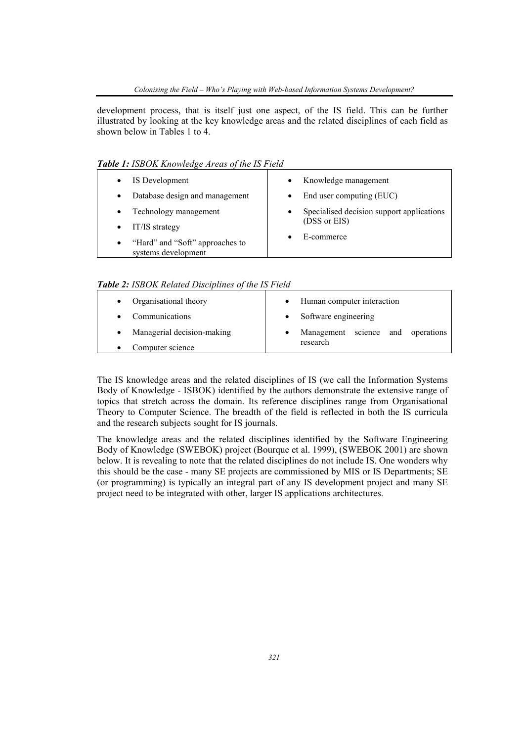development process, that is itself just one aspect, of the IS field. This can be further illustrated by looking at the key knowledge areas and the related disciplines of each field as shown below in Tables 1 to 4.

***Table 1:*** *ISBOK Knowledge Areas of the IS Field*

| | |
|---|---|
| • IS Development | • Knowledge management |
| • Database design and management | • End user computing (EUC) |
| • Technology management | • Specialised decision support applications (DSS or EIS) |
| • IT/IS strategy | • E-commerce |
| • "Hard" and "Soft" approaches to systems development | |

***Table 2:*** *ISBOK Related Disciplines of the IS Field*

| | |
|---|---|
| • Organisational theory | • Human computer interaction |
| • Communications | • Software engineering |
| • Managerial decision-making | • Management science and operations research |
| • Computer science | |

The IS knowledge areas and the related disciplines of IS (we call the Information Systems Body of Knowledge - ISBOK) identified by the authors demonstrate the extensive range of topics that stretch across the domain. Its reference disciplines range from Organisational Theory to Computer Science. The breadth of the field is reflected in both the IS curricula and the research subjects sought for IS journals.

The knowledge areas and the related disciplines identified by the Software Engineering Body of Knowledge (SWEBOK) project (Bourque et al. 1999), (SWEBOK 2001) are shown below. It is revealing to note that the related disciplines do not include IS. One wonders why this should be the case - many SE projects are commissioned by MIS or IS Departments; SE (or programming) is typically an integral part of any IS development project and many SE project need to be integrated with other, larger IS applications architectures.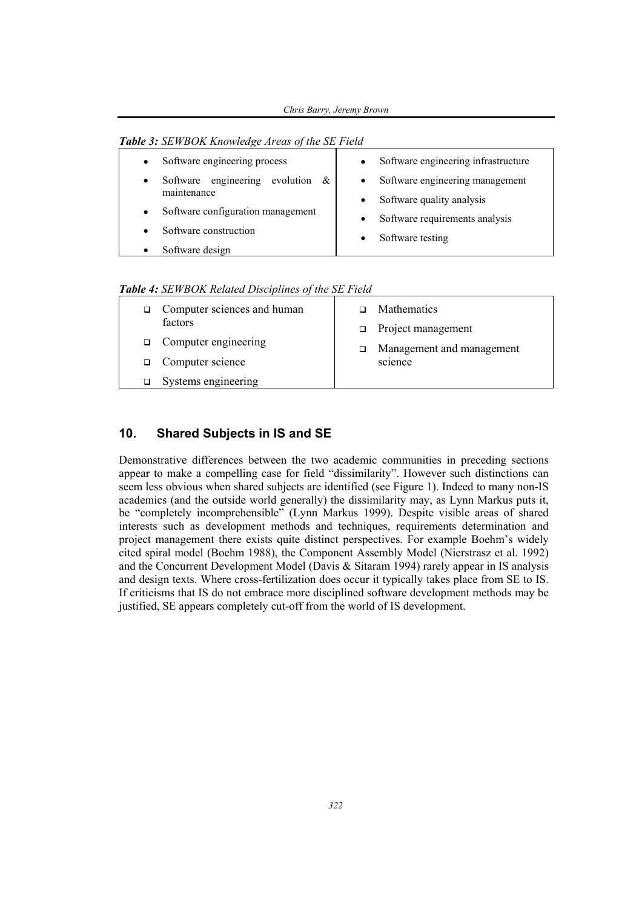***Table 3:*** *SEWBOK Knowledge Areas of the SE Field*

| | |
|---|---|
| • Software engineering process<br>• Software engineering evolution & maintenance<br>• Software configuration management<br>• Software construction<br>• Software design | • Software engineering infrastructure<br>• Software engineering management<br>• Software quality analysis<br>• Software requirements analysis<br>• Software testing |

***Table 4:*** *SEWBOK Related Disciplines of the SE Field*

| | |
|---|---|
| ❑ Computer sciences and human factors<br>❑ Computer engineering<br>❑ Computer science<br>❑ Systems engineering | ❑ Mathematics<br>❑ Project management<br>❑ Management and management science |

## 10. Shared Subjects in IS and SE

Demonstrative differences between the two academic communities in preceding sections appear to make a compelling case for field "dissimilarity". However such distinctions can seem less obvious when shared subjects are identified (see Figure 1). Indeed to many non-IS academics (and the outside world generally) the dissimilarity may, as Lynn Markus puts it, be "completely incomprehensible" (Lynn Markus 1999). Despite visible areas of shared interests such as development methods and techniques, requirements determination and project management there exists quite distinct perspectives. For example Boehm's widely cited spiral model (Boehm 1988), the Component Assembly Model (Nierstrasz et al. 1992) and the Concurrent Development Model (Davis & Sitaram 1994) rarely appear in IS analysis and design texts. Where cross-fertilization does occur it typically takes place from SE to IS. If criticisms that IS do not embrace more disciplined software development methods may be justified, SE appears completely cut-off from the world of IS development.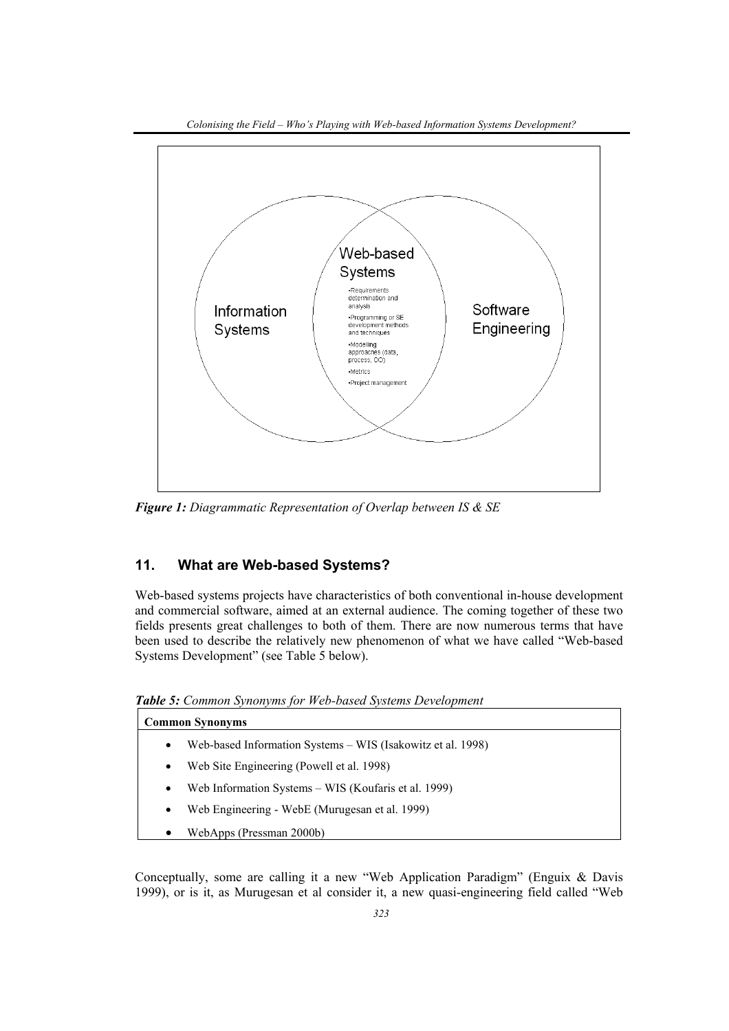*Figure 1: Diagrammatic Representation of Overlap between IS & SE*

## 11. What are Web-based Systems?

Web-based systems projects have characteristics of both conventional in-house development and commercial software, aimed at an external audience. The coming together of these two fields presents great challenges to both of them. There are now numerous terms that have been used to describe the relatively new phenomenon of what we have called "Web-based Systems Development" (see Table 5 below).

***Table 5:*** *Common Synonyms for Web-based Systems Development*

| Common Synonyms |
| --- |
| • Web-based Information Systems – WIS (Isakowitz et al. 1998) |
| • Web Site Engineering (Powell et al. 1998) |
| • Web Information Systems – WIS (Koufaris et al. 1999) |
| • Web Engineering - WebE (Murugesan et al. 1999) |
| • WebApps (Pressman 2000b) |

Conceptually, some are calling it a new "Web Application Paradigm" (Enguix & Davis 1999), or is it, as Murugesan et al consider it, a new quasi-engineering field called "Web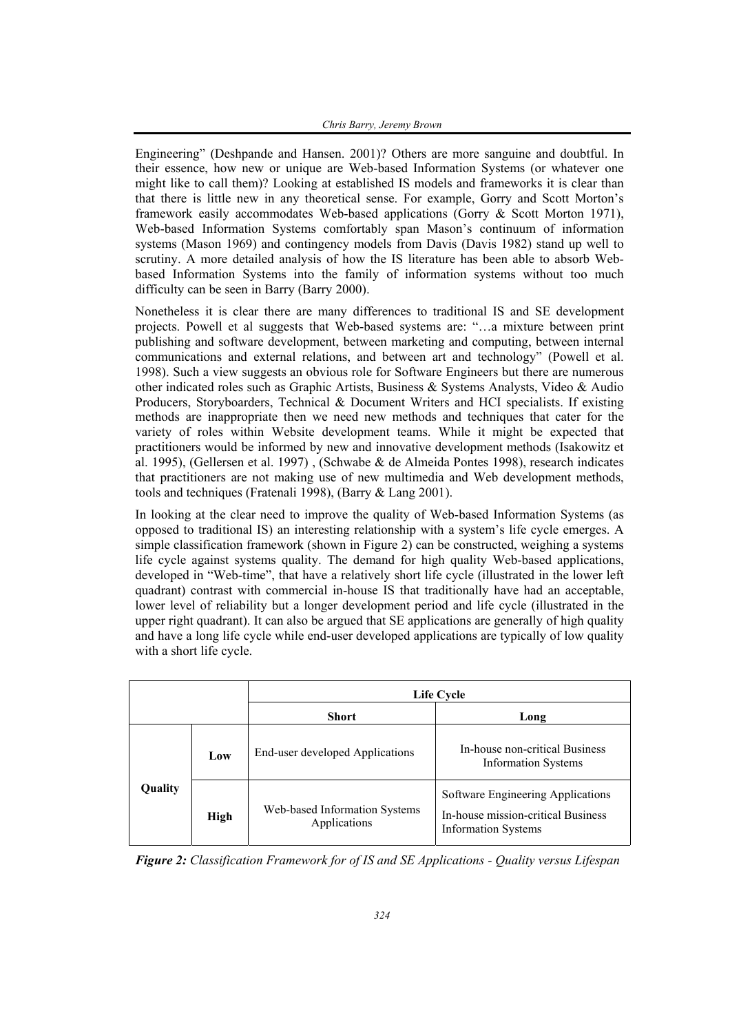Engineering" (Deshpande and Hansen. 2001)? Others are more sanguine and doubtful. In their essence, how new or unique are Web-based Information Systems (or whatever one might like to call them)? Looking at established IS models and frameworks it is clear than that there is little new in any theoretical sense. For example, Gorry and Scott Morton's framework easily accommodates Web-based applications (Gorry & Scott Morton 1971), Web-based Information Systems comfortably span Mason's continuum of information systems (Mason 1969) and contingency models from Davis (Davis 1982) stand up well to scrutiny. A more detailed analysis of how the IS literature has been able to absorb Web-based Information Systems into the family of information systems without too much difficulty can be seen in Barry (Barry 2000).

Nonetheless it is clear there are many differences to traditional IS and SE development projects. Powell et al suggests that Web-based systems are: "…a mixture between print publishing and software development, between marketing and computing, between internal communications and external relations, and between art and technology" (Powell et al. 1998). Such a view suggests an obvious role for Software Engineers but there are numerous other indicated roles such as Graphic Artists, Business & Systems Analysts, Video & Audio Producers, Storyboarders, Technical & Document Writers and HCI specialists. If existing methods are inappropriate then we need new methods and techniques that cater for the variety of roles within Website development teams. While it might be expected that practitioners would be informed by new and innovative development methods (Isakowitz et al. 1995), (Gellersen et al. 1997) , (Schwabe & de Almeida Pontes 1998), research indicates that practitioners are not making use of new multimedia and Web development methods, tools and techniques (Fratenali 1998), (Barry & Lang 2001).

In looking at the clear need to improve the quality of Web-based Information Systems (as opposed to traditional IS) an interesting relationship with a system's life cycle emerges. A simple classification framework (shown in Figure 2) can be constructed, weighing a systems life cycle against systems quality. The demand for high quality Web-based applications, developed in "Web-time", that have a relatively short life cycle (illustrated in the lower left quadrant) contrast with commercial in-house IS that traditionally have had an acceptable, lower level of reliability but a longer development period and life cycle (illustrated in the upper right quadrant). It can also be argued that SE applications are generally of high quality and have a long life cycle while end-user developed applications are typically of low quality with a short life cycle.

| | | **Life Cycle** | |
|---|---|---|---|
| | | **Short** | **Long** |
| **Quality** | **Low** | End-user developed Applications | In-house non-critical Business Information Systems |
| | **High** | Web-based Information Systems Applications | Software Engineering Applications<br>In-house mission-critical Business Information Systems |

***Figure 2:*** *Classification Framework for of IS and SE Applications - Quality versus Lifespan*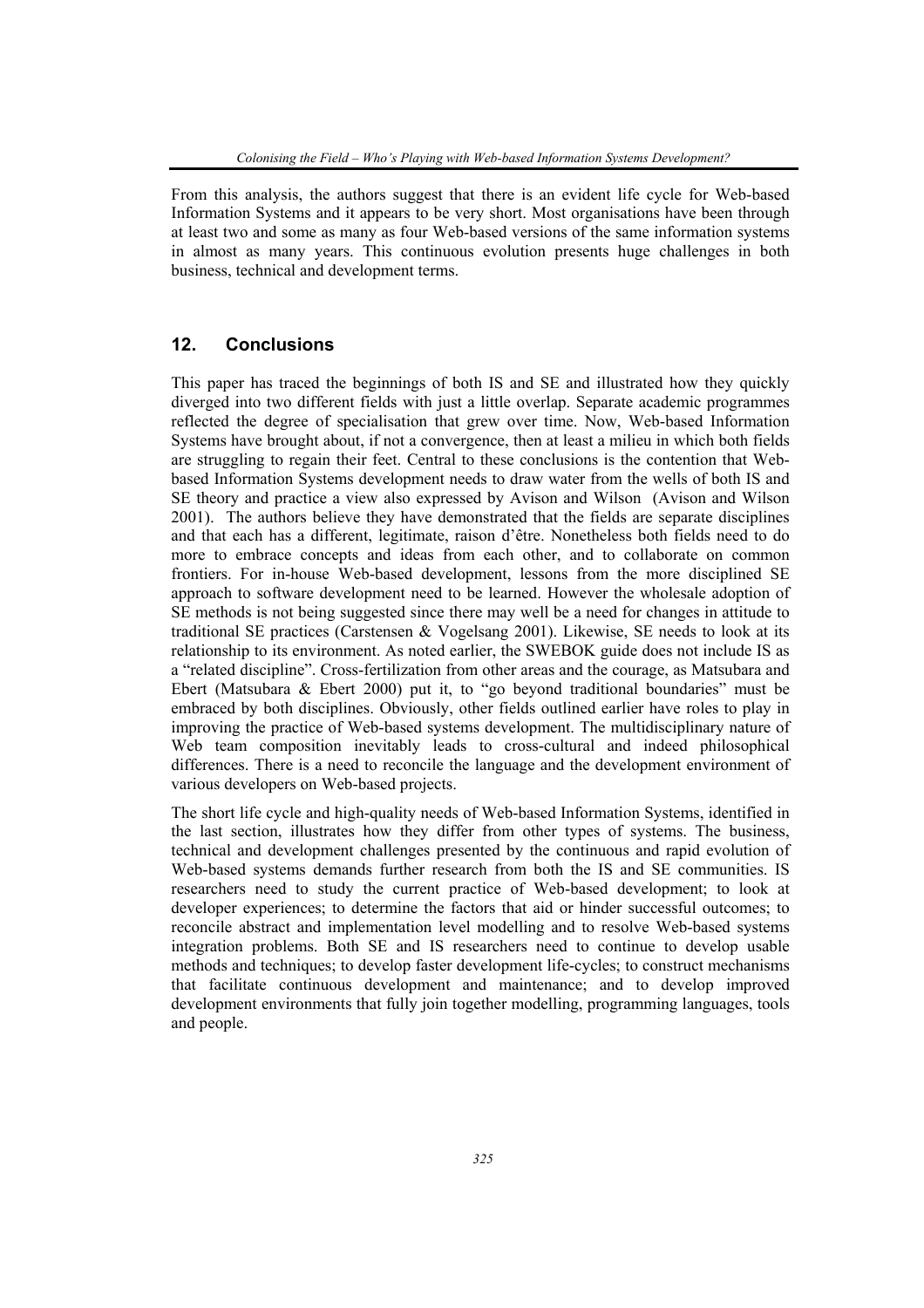From this analysis, the authors suggest that there is an evident life cycle for Web-based Information Systems and it appears to be very short. Most organisations have been through at least two and some as many as four Web-based versions of the same information systems in almost as many years. This continuous evolution presents huge challenges in both business, technical and development terms.

## 12. Conclusions

This paper has traced the beginnings of both IS and SE and illustrated how they quickly diverged into two different fields with just a little overlap. Separate academic programmes reflected the degree of specialisation that grew over time. Now, Web-based Information Systems have brought about, if not a convergence, then at least a milieu in which both fields are struggling to regain their feet. Central to these conclusions is the contention that Web-based Information Systems development needs to draw water from the wells of both IS and SE theory and practice a view also expressed by Avison and Wilson (Avison and Wilson 2001). The authors believe they have demonstrated that the fields are separate disciplines and that each has a different, legitimate, raison d'être. Nonetheless both fields need to do more to embrace concepts and ideas from each other, and to collaborate on common frontiers. For in-house Web-based development, lessons from the more disciplined SE approach to software development need to be learned. However the wholesale adoption of SE methods is not being suggested since there may well be a need for changes in attitude to traditional SE practices (Carstensen & Vogelsang 2001). Likewise, SE needs to look at its relationship to its environment. As noted earlier, the SWEBOK guide does not include IS as a "related discipline". Cross-fertilization from other areas and the courage, as Matsubara and Ebert (Matsubara & Ebert 2000) put it, to "go beyond traditional boundaries" must be embraced by both disciplines. Obviously, other fields outlined earlier have roles to play in improving the practice of Web-based systems development. The multidisciplinary nature of Web team composition inevitably leads to cross-cultural and indeed philosophical differences. There is a need to reconcile the language and the development environment of various developers on Web-based projects.

The short life cycle and high-quality needs of Web-based Information Systems, identified in the last section, illustrates how they differ from other types of systems. The business, technical and development challenges presented by the continuous and rapid evolution of Web-based systems demands further research from both the IS and SE communities. IS researchers need to study the current practice of Web-based development; to look at developer experiences; to determine the factors that aid or hinder successful outcomes; to reconcile abstract and implementation level modelling and to resolve Web-based systems integration problems. Both SE and IS researchers need to continue to develop usable methods and techniques; to develop faster development life-cycles; to construct mechanisms that facilitate continuous development and maintenance; and to develop improved development environments that fully join together modelling, programming languages, tools and people.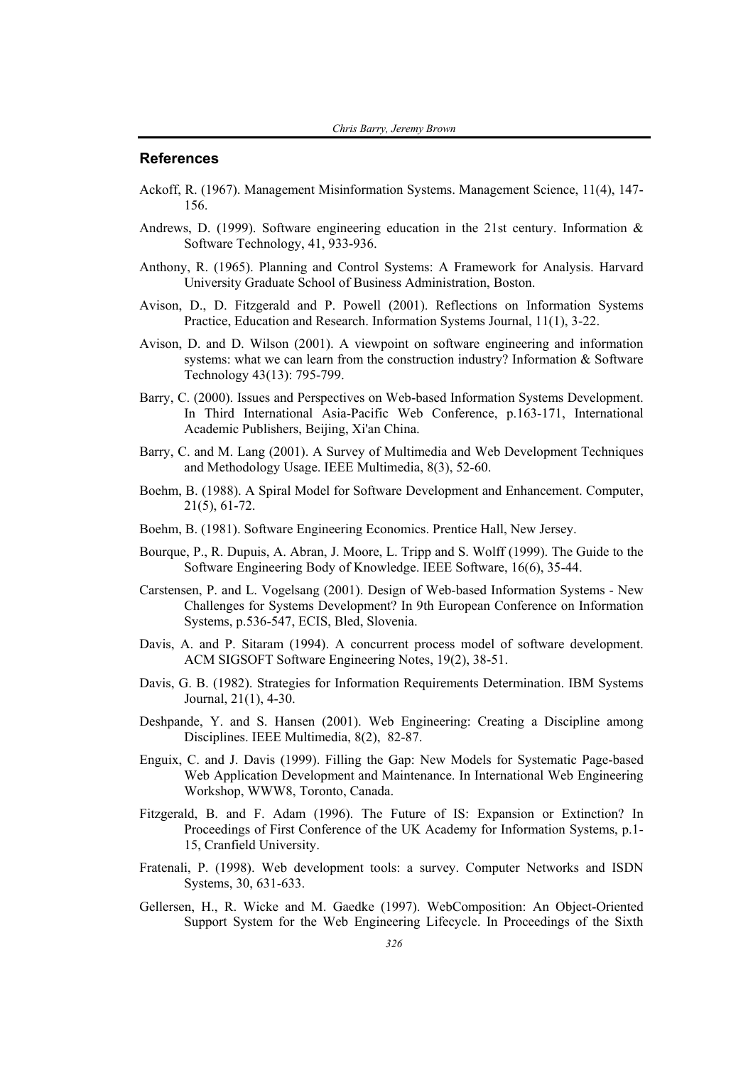## References

Ackoff, R. (1967). Management Misinformation Systems. Management Science, 11(4), 147-156.

Andrews, D. (1999). Software engineering education in the 21st century. Information & Software Technology, 41, 933-936.

Anthony, R. (1965). Planning and Control Systems: A Framework for Analysis. Harvard University Graduate School of Business Administration, Boston.

Avison, D., D. Fitzgerald and P. Powell (2001). Reflections on Information Systems Practice, Education and Research. Information Systems Journal, 11(1), 3-22.

Avison, D. and D. Wilson (2001). A viewpoint on software engineering and information systems: what we can learn from the construction industry? Information & Software Technology 43(13): 795-799.

Barry, C. (2000). Issues and Perspectives on Web-based Information Systems Development. In Third International Asia-Pacific Web Conference, p.163-171, International Academic Publishers, Beijing, Xi'an China.

Barry, C. and M. Lang (2001). A Survey of Multimedia and Web Development Techniques and Methodology Usage. IEEE Multimedia, 8(3), 52-60.

Boehm, B. (1988). A Spiral Model for Software Development and Enhancement. Computer, 21(5), 61-72.

Boehm, B. (1981). Software Engineering Economics. Prentice Hall, New Jersey.

Bourque, P., R. Dupuis, A. Abran, J. Moore, L. Tripp and S. Wolff (1999). The Guide to the Software Engineering Body of Knowledge. IEEE Software, 16(6), 35-44.

Carstensen, P. and L. Vogelsang (2001). Design of Web-based Information Systems - New Challenges for Systems Development? In 9th European Conference on Information Systems, p.536-547, ECIS, Bled, Slovenia.

Davis, A. and P. Sitaram (1994). A concurrent process model of software development. ACM SIGSOFT Software Engineering Notes, 19(2), 38-51.

Davis, G. B. (1982). Strategies for Information Requirements Determination. IBM Systems Journal, 21(1), 4-30.

Deshpande, Y. and S. Hansen (2001). Web Engineering: Creating a Discipline among Disciplines. IEEE Multimedia, 8(2), 82-87.

Enguix, C. and J. Davis (1999). Filling the Gap: New Models for Systematic Page-based Web Application Development and Maintenance. In International Web Engineering Workshop, WWW8, Toronto, Canada.

Fitzgerald, B. and F. Adam (1996). The Future of IS: Expansion or Extinction? In Proceedings of First Conference of the UK Academy for Information Systems, p.1-15, Cranfield University.

Fratenali, P. (1998). Web development tools: a survey. Computer Networks and ISDN Systems, 30, 631-633.

Gellersen, H., R. Wicke and M. Gaedke (1997). WebComposition: An Object-Oriented Support System for the Web Engineering Lifecycle. In Proceedings of the Sixth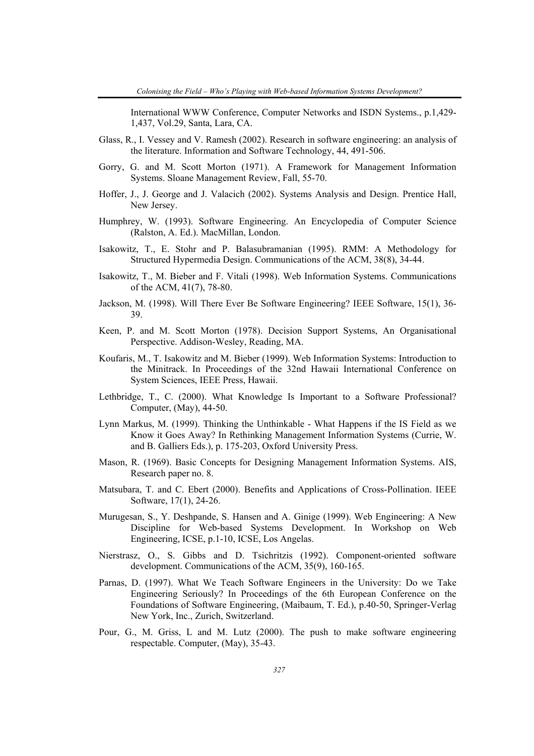International WWW Conference, Computer Networks and ISDN Systems., p.1,429-1,437, Vol.29, Santa, Lara, CA.

Glass, R., I. Vessey and V. Ramesh (2002). Research in software engineering: an analysis of the literature. Information and Software Technology, 44, 491-506.

Gorry, G. and M. Scott Morton (1971). A Framework for Management Information Systems. Sloane Management Review, Fall, 55-70.

Hoffer, J., J. George and J. Valacich (2002). Systems Analysis and Design. Prentice Hall, New Jersey.

Humphrey, W. (1993). Software Engineering. An Encyclopedia of Computer Science (Ralston, A. Ed.). MacMillan, London.

Isakowitz, T., E. Stohr and P. Balasubramanian (1995). RMM: A Methodology for Structured Hypermedia Design. Communications of the ACM, 38(8), 34-44.

Isakowitz, T., M. Bieber and F. Vitali (1998). Web Information Systems. Communications of the ACM, 41(7), 78-80.

Jackson, M. (1998). Will There Ever Be Software Engineering? IEEE Software, 15(1), 36-39.

Keen, P. and M. Scott Morton (1978). Decision Support Systems, An Organisational Perspective. Addison-Wesley, Reading, MA.

Koufaris, M., T. Isakowitz and M. Bieber (1999). Web Information Systems: Introduction to the Minitrack. In Proceedings of the 32nd Hawaii International Conference on System Sciences, IEEE Press, Hawaii.

Lethbridge, T., C. (2000). What Knowledge Is Important to a Software Professional? Computer, (May), 44-50.

Lynn Markus, M. (1999). Thinking the Unthinkable - What Happens if the IS Field as we Know it Goes Away? In Rethinking Management Information Systems (Currie, W. and B. Galliers Eds.), p. 175-203, Oxford University Press.

Mason, R. (1969). Basic Concepts for Designing Management Information Systems. AIS, Research paper no. 8.

Matsubara, T. and C. Ebert (2000). Benefits and Applications of Cross-Pollination. IEEE Software, 17(1), 24-26.

Murugesan, S., Y. Deshpande, S. Hansen and A. Ginige (1999). Web Engineering: A New Discipline for Web-based Systems Development. In Workshop on Web Engineering, ICSE, p.1-10, ICSE, Los Angelas.

Nierstrasz, O., S. Gibbs and D. Tsichritzis (1992). Component-oriented software development. Communications of the ACM, 35(9), 160-165.

Parnas, D. (1997). What We Teach Software Engineers in the University: Do we Take Engineering Seriously? In Proceedings of the 6th European Conference on the Foundations of Software Engineering, (Maibaum, T. Ed.), p.40-50, Springer-Verlag New York, Inc., Zurich, Switzerland.

Pour, G., M. Griss, L and M. Lutz (2000). The push to make software engineering respectable. Computer, (May), 35-43.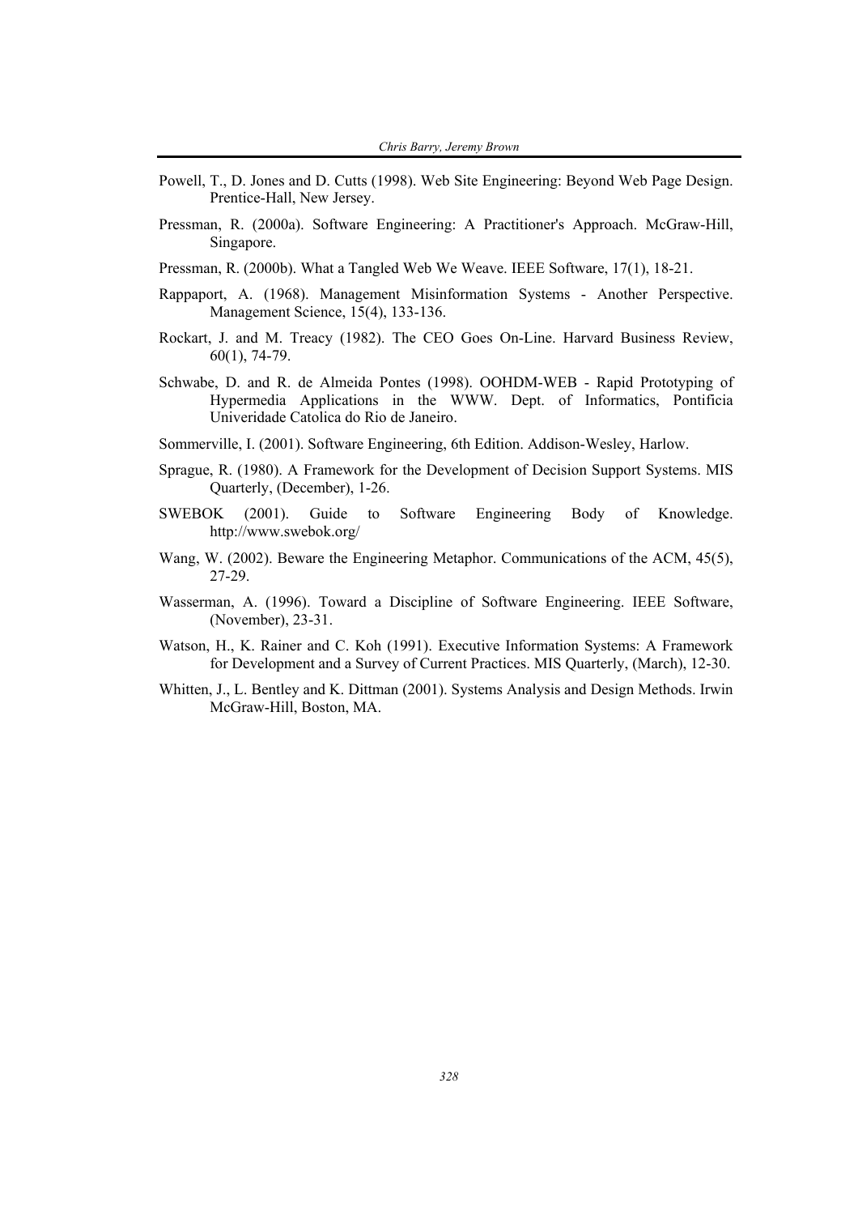Powell, T., D. Jones and D. Cutts (1998). Web Site Engineering: Beyond Web Page Design. Prentice-Hall, New Jersey.

Pressman, R. (2000a). Software Engineering: A Practitioner's Approach. McGraw-Hill, Singapore.

Pressman, R. (2000b). What a Tangled Web We Weave. IEEE Software, 17(1), 18-21.

Rappaport, A. (1968). Management Misinformation Systems - Another Perspective. Management Science, 15(4), 133-136.

Rockart, J. and M. Treacy (1982). The CEO Goes On-Line. Harvard Business Review, 60(1), 74-79.

Schwabe, D. and R. de Almeida Pontes (1998). OOHDM-WEB - Rapid Prototyping of Hypermedia Applications in the WWW. Dept. of Informatics, Pontificia Univeridade Catolica do Rio de Janeiro.

Sommerville, I. (2001). Software Engineering, 6th Edition. Addison-Wesley, Harlow.

Sprague, R. (1980). A Framework for the Development of Decision Support Systems. MIS Quarterly, (December), 1-26.

SWEBOK (2001). Guide to Software Engineering Body of Knowledge. http://www.swebok.org/

Wang, W. (2002). Beware the Engineering Metaphor. Communications of the ACM, 45(5), 27-29.

Wasserman, A. (1996). Toward a Discipline of Software Engineering. IEEE Software, (November), 23-31.

Watson, H., K. Rainer and C. Koh (1991). Executive Information Systems: A Framework for Development and a Survey of Current Practices. MIS Quarterly, (March), 12-30.

Whitten, J., L. Bentley and K. Dittman (2001). Systems Analysis and Design Methods. Irwin McGraw-Hill, Boston, MA.